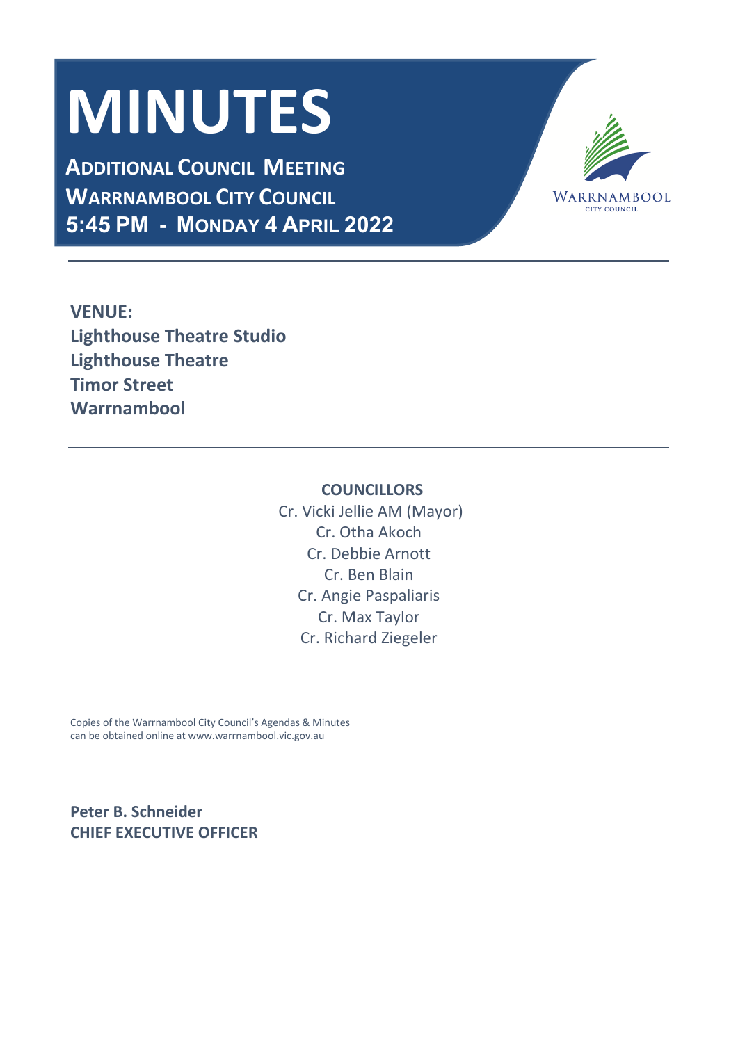# MINUTES

**ADDITIONAL COUNCIL MEETING**
**WARRNAMBOOL CITY COUNCIL**
**5:45 PM - MONDAY 4 APRIL 2022**

WARRNAMBOOL
CITY COUNCIL

**VENUE:**
**Lighthouse Theatre Studio**
**Lighthouse Theatre**
**Timor Street**
**Warrnambool**

**COUNCILLORS**

Cr. Vicki Jellie AM (Mayor)
Cr. Otha Akoch
Cr. Debbie Arnott
Cr. Ben Blain
Cr. Angie Paspaliaris
Cr. Max Taylor
Cr. Richard Ziegeler

Copies of the Warrnambool City Council's Agendas & Minutes can be obtained online at www.warrnambool.vic.gov.au

**Peter B. Schneider**
**CHIEF EXECUTIVE OFFICER**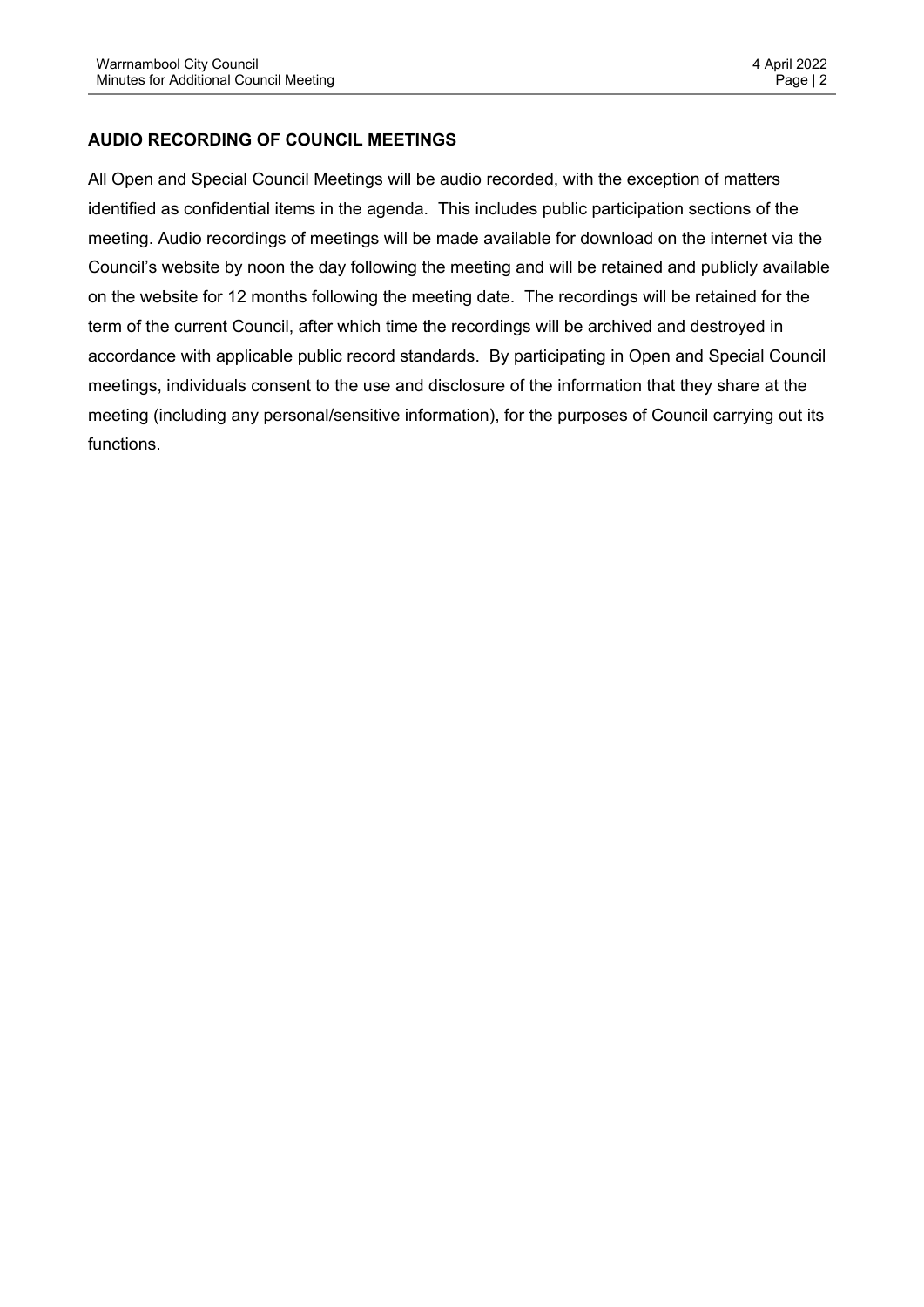## AUDIO RECORDING OF COUNCIL MEETINGS

All Open and Special Council Meetings will be audio recorded, with the exception of matters identified as confidential items in the agenda. This includes public participation sections of the meeting. Audio recordings of meetings will be made available for download on the internet via the Council's website by noon the day following the meeting and will be retained and publicly available on the website for 12 months following the meeting date. The recordings will be retained for the term of the current Council, after which time the recordings will be archived and destroyed in accordance with applicable public record standards. By participating in Open and Special Council meetings, individuals consent to the use and disclosure of the information that they share at the meeting (including any personal/sensitive information), for the purposes of Council carrying out its functions.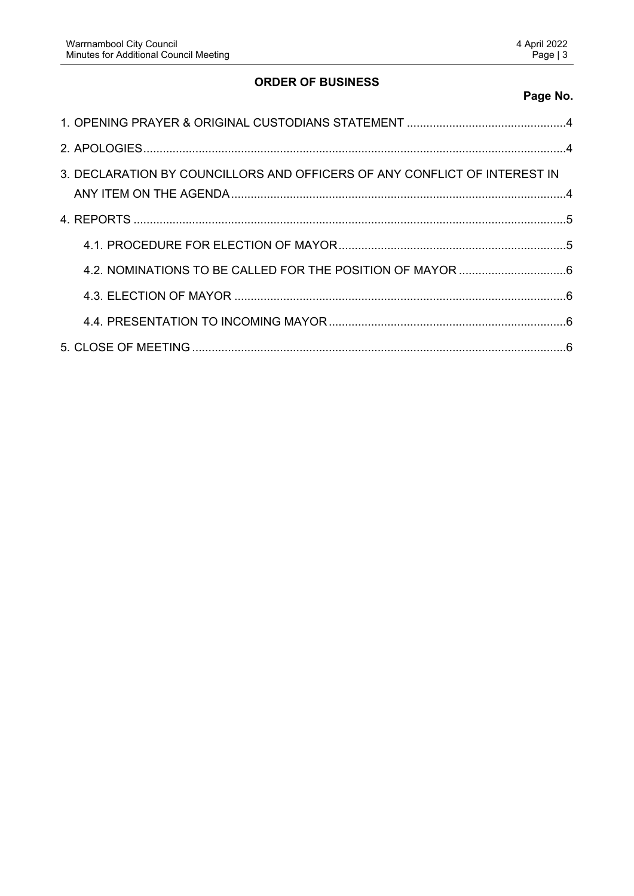**ORDER OF BUSINESS**

**Page No.**

1. OPENING PRAYER & ORIGINAL CUSTODIANS STATEMENT ....................................................4
2. APOLOGIES.....................................................................................................................4
3. DECLARATION BY COUNCILLORS AND OFFICERS OF ANY CONFLICT OF INTEREST IN ANY ITEM ON THE AGENDA ..................................................................................................4
4. REPORTS ........................................................................................................................5
    4.1. PROCEDURE FOR ELECTION OF MAYOR ..........................................................5
    4.2. NOMINATIONS TO BE CALLED FOR THE POSITION OF MAYOR ..........................6
    4.3. ELECTION OF MAYOR ..........................................................................................6
    4.4. PRESENTATION TO INCOMING MAYOR ...............................................................6
5. CLOSE OF MEETING .......................................................................................................6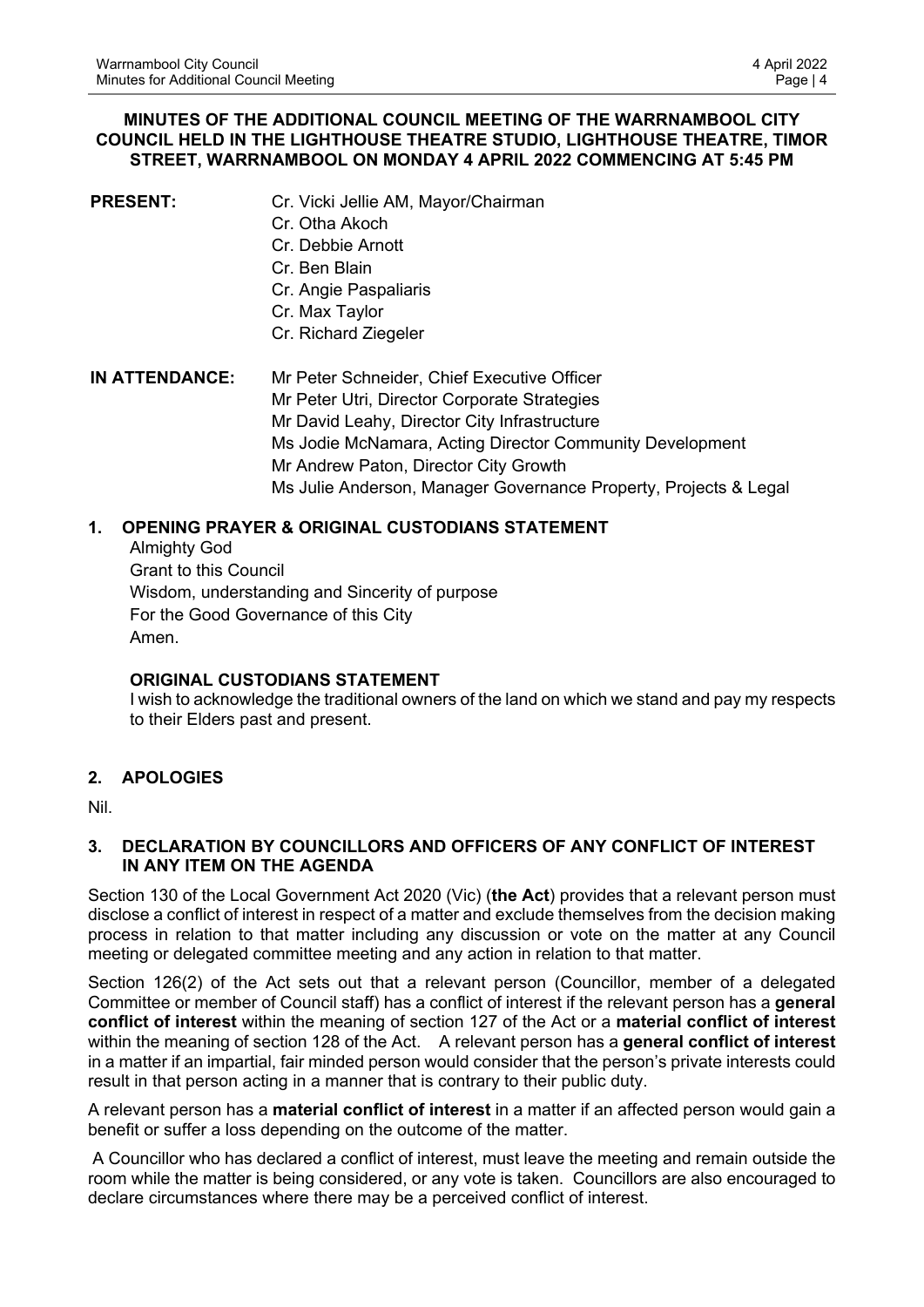**MINUTES OF THE ADDITIONAL COUNCIL MEETING OF THE WARRNAMBOOL CITY COUNCIL HELD IN THE LIGHTHOUSE THEATRE STUDIO, LIGHTHOUSE THEATRE, TIMOR STREET, WARRNAMBOOL ON MONDAY 4 APRIL 2022 COMMENCING AT 5:45 PM**

**PRESENT:**
Cr. Vicki Jellie AM, Mayor/Chairman
Cr. Otha Akoch
Cr. Debbie Arnott
Cr. Ben Blain
Cr. Angie Paspaliaris
Cr. Max Taylor
Cr. Richard Ziegeler

**IN ATTENDANCE:**
Mr Peter Schneider, Chief Executive Officer
Mr Peter Utri, Director Corporate Strategies
Mr David Leahy, Director City Infrastructure
Ms Jodie McNamara, Acting Director Community Development
Mr Andrew Paton, Director City Growth
Ms Julie Anderson, Manager Governance Property, Projects & Legal

## 1. OPENING PRAYER & ORIGINAL CUSTODIANS STATEMENT

Almighty God
Grant to this Council
Wisdom, understanding and Sincerity of purpose
For the Good Governance of this City
Amen.

**ORIGINAL CUSTODIANS STATEMENT**

I wish to acknowledge the traditional owners of the land on which we stand and pay my respects to their Elders past and present.

## 2. APOLOGIES

Nil.

## 3. DECLARATION BY COUNCILLORS AND OFFICERS OF ANY CONFLICT OF INTEREST IN ANY ITEM ON THE AGENDA

Section 130 of the Local Government Act 2020 (Vic) (**the Act**) provides that a relevant person must disclose a conflict of interest in respect of a matter and exclude themselves from the decision making process in relation to that matter including any discussion or vote on the matter at any Council meeting or delegated committee meeting and any action in relation to that matter.

Section 126(2) of the Act sets out that a relevant person (Councillor, member of a delegated Committee or member of Council staff) has a conflict of interest if the relevant person has a **general conflict of interest** within the meaning of section 127 of the Act or a **material conflict of interest** within the meaning of section 128 of the Act. A relevant person has a **general conflict of interest** in a matter if an impartial, fair minded person would consider that the person's private interests could result in that person acting in a manner that is contrary to their public duty.

A relevant person has a **material conflict of interest** in a matter if an affected person would gain a benefit or suffer a loss depending on the outcome of the matter.

A Councillor who has declared a conflict of interest, must leave the meeting and remain outside the room while the matter is being considered, or any vote is taken. Councillors are also encouraged to declare circumstances where there may be a perceived conflict of interest.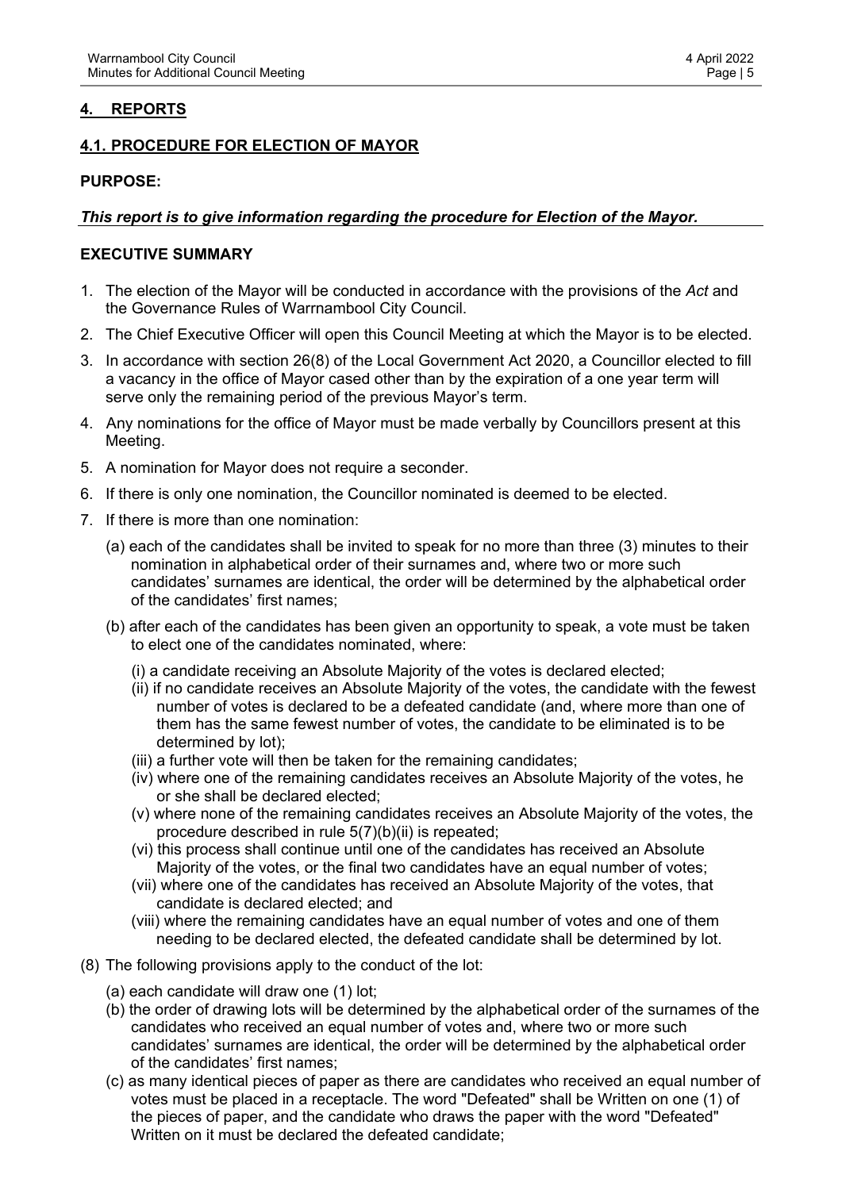## 4. REPORTS

### 4.1. PROCEDURE FOR ELECTION OF MAYOR

**PURPOSE:**

***This report is to give information regarding the procedure for Election of the Mayor.***

**EXECUTIVE SUMMARY**

1. The election of the Mayor will be conducted in accordance with the provisions of the *Act* and the Governance Rules of Warrnambool City Council.
2. The Chief Executive Officer will open this Council Meeting at which the Mayor is to be elected.
3. In accordance with section 26(8) of the Local Government Act 2020, a Councillor elected to fill a vacancy in the office of Mayor cased other than by the expiration of a one year term will serve only the remaining period of the previous Mayor's term.
4. Any nominations for the office of Mayor must be made verbally by Councillors present at this Meeting.
5. A nomination for Mayor does not require a seconder.
6. If there is only one nomination, the Councillor nominated is deemed to be elected.
7. If there is more than one nomination:
   (a) each of the candidates shall be invited to speak for no more than three (3) minutes to their nomination in alphabetical order of their surnames and, where two or more such candidates' surnames are identical, the order will be determined by the alphabetical order of the candidates' first names;

   (b) after each of the candidates has been given an opportunity to speak, a vote must be taken to elect one of the candidates nominated, where:

   (i) a candidate receiving an Absolute Majority of the votes is declared elected;
   (ii) if no candidate receives an Absolute Majority of the votes, the candidate with the fewest number of votes is declared to be a defeated candidate (and, where more than one of them has the same fewest number of votes, the candidate to be eliminated is to be determined by lot);
   (iii) a further vote will then be taken for the remaining candidates;
   (iv) where one of the remaining candidates receives an Absolute Majority of the votes, he or she shall be declared elected;
   (v) where none of the remaining candidates receives an Absolute Majority of the votes, the procedure described in rule 5(7)(b)(ii) is repeated;
   (vi) this process shall continue until one of the candidates has received an Absolute Majority of the votes, or the final two candidates have an equal number of votes;
   (vii) where one of the candidates has received an Absolute Majority of the votes, that candidate is declared elected; and
   (viii) where the remaining candidates have an equal number of votes and one of them needing to be declared elected, the defeated candidate shall be determined by lot.

(8) The following provisions apply to the conduct of the lot:

   (a) each candidate will draw one (1) lot;
   (b) the order of drawing lots will be determined by the alphabetical order of the surnames of the candidates who received an equal number of votes and, where two or more such candidates' surnames are identical, the order will be determined by the alphabetical order of the candidates' first names;
   (c) as many identical pieces of paper as there are candidates who received an equal number of votes must be placed in a receptacle. The word "Defeated" shall be Written on one (1) of the pieces of paper, and the candidate who draws the paper with the word "Defeated" Written on it must be declared the defeated candidate;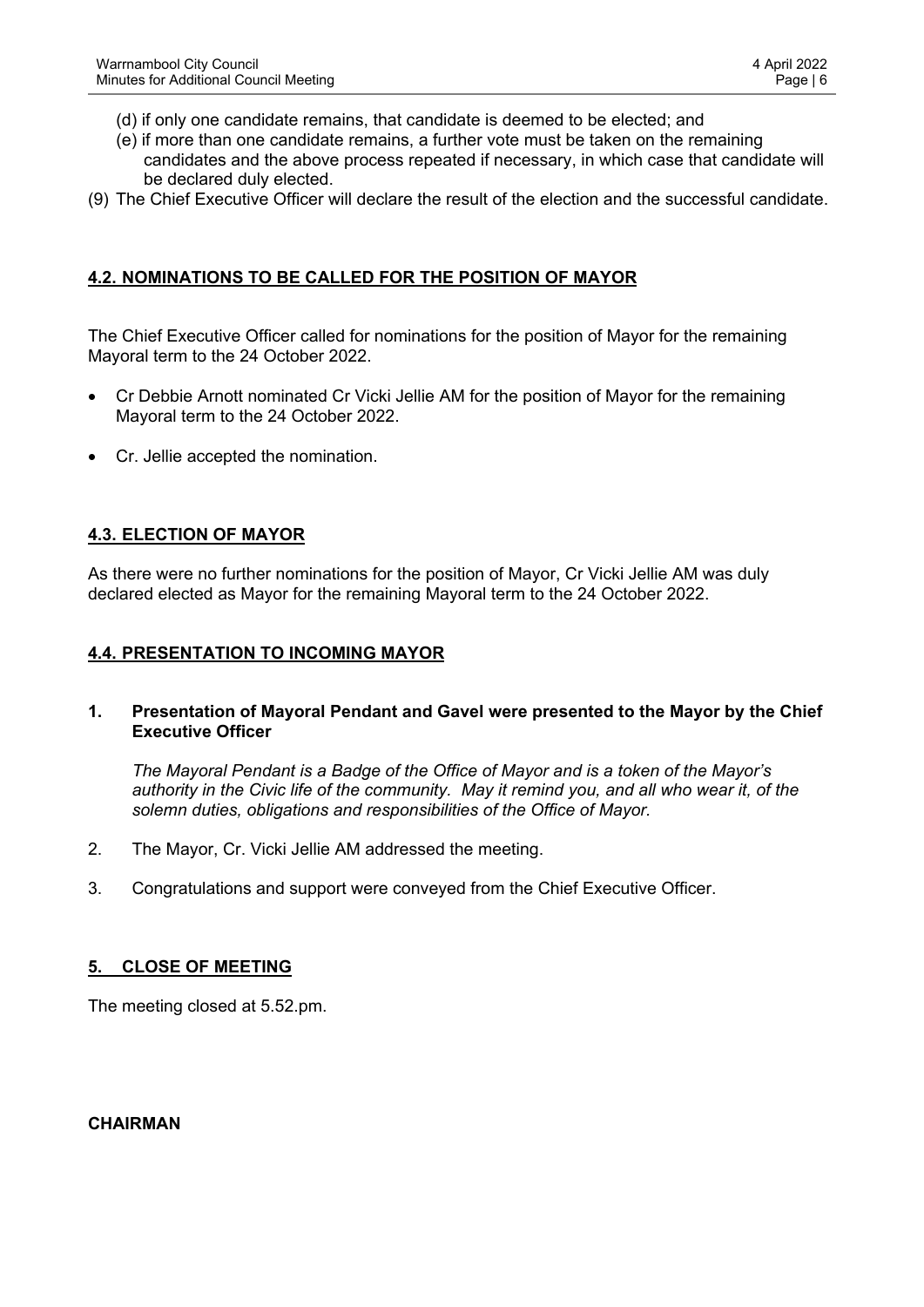(d) if only one candidate remains, that candidate is deemed to be elected; and

(e) if more than one candidate remains, a further vote must be taken on the remaining candidates and the above process repeated if necessary, in which case that candidate will be declared duly elected.

(9) The Chief Executive Officer will declare the result of the election and the successful candidate.

## 4.2. NOMINATIONS TO BE CALLED FOR THE POSITION OF MAYOR

The Chief Executive Officer called for nominations for the position of Mayor for the remaining Mayoral term to the 24 October 2022.

- Cr Debbie Arnott nominated Cr Vicki Jellie AM for the position of Mayor for the remaining Mayoral term to the 24 October 2022.
- Cr. Jellie accepted the nomination.

## 4.3. ELECTION OF MAYOR

As there were no further nominations for the position of Mayor, Cr Vicki Jellie AM was duly declared elected as Mayor for the remaining Mayoral term to the 24 October 2022.

## 4.4. PRESENTATION TO INCOMING MAYOR

**1. Presentation of Mayoral Pendant and Gavel were presented to the Mayor by the Chief Executive Officer**

*The Mayoral Pendant is a Badge of the Office of Mayor and is a token of the Mayor's authority in the Civic life of the community. May it remind you, and all who wear it, of the solemn duties, obligations and responsibilities of the Office of Mayor.*

2. The Mayor, Cr. Vicki Jellie AM addressed the meeting.

3. Congratulations and support were conveyed from the Chief Executive Officer.

## 5. CLOSE OF MEETING

The meeting closed at 5.52.pm.

**CHAIRMAN**